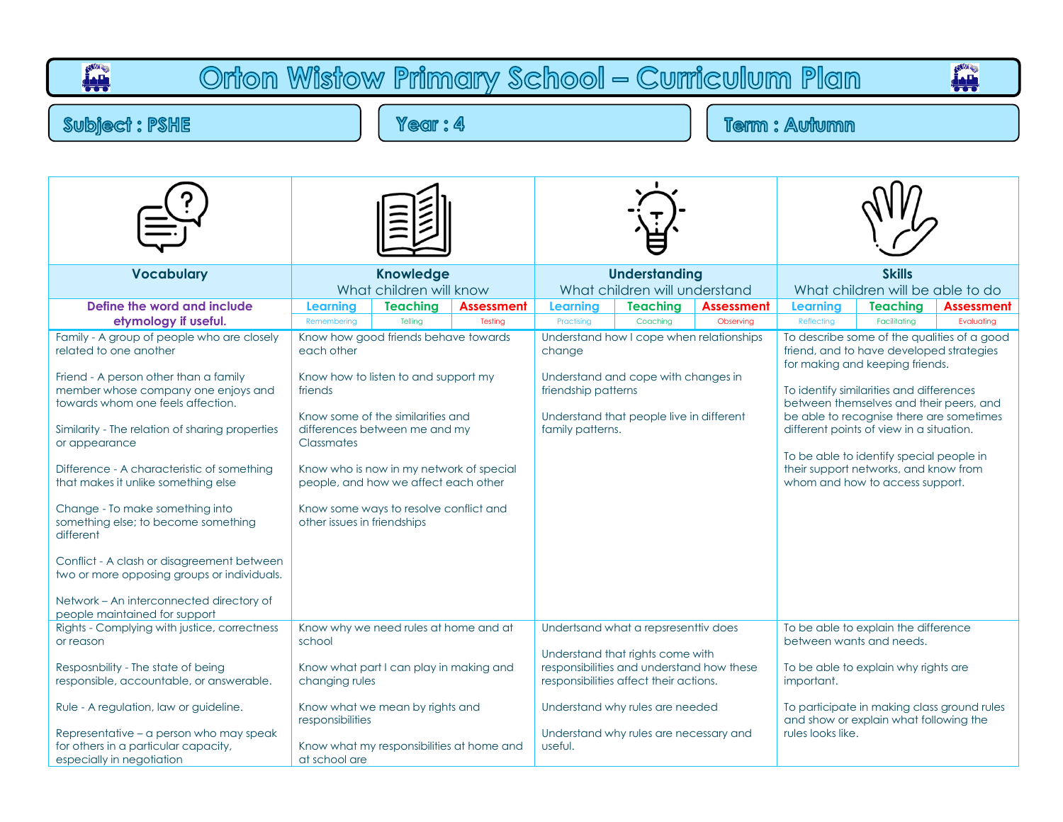# Orton Wistow Primary School – Curriculum Plan

**Subject : PSHE** | **Year : 4** | **Term : Autumn**

| Vocabulary | Knowledge | Understanding | Skills |
|---|---|---|---|
| | What children will know | What children will understand | What children will be able to do |
| **Define the word and include etymology if useful.** | Learning (Remembering) / Teaching (Telling) / Assessment (Testing) | Learning (Practising) / Teaching (Coaching) / Assessment (Observing) | Learning (Reflecting) / Teaching (Facilitating) / Assessment (Evaluating) |
| Family - A group of people who are closely related to one another<br><br>Friend - A person other than a family member whose company one enjoys and towards whom one feels affection.<br><br>Similarity - The relation of sharing properties or appearance<br><br>Difference - A characteristic of something that makes it unlike something else<br><br>Change - To make something into something else; to become something different<br><br>Conflict - A clash or disagreement between two or more opposing groups or individuals.<br><br>Network – An interconnected directory of people maintained for support | Know how good friends behave towards each other<br><br>Know how to listen to and support my friends<br><br>Know some of the similarities and differences between me and my Classmates<br><br>Know who is now in my network of special people, and how we affect each other<br><br>Know some ways to resolve conflict and other issues in friendships | Understand how I cope when relationships change<br><br>Understand and cope with changes in friendship patterns<br><br>Understand that people live in different family patterns. | To describe some of the qualities of a good friend, and to have developed strategies for making and keeping friends.<br><br>To identify similarities and differences between themselves and their peers, and be able to recognise there are sometimes different points of view in a situation.<br><br>To be able to identify special people in their support networks, and know from whom and how to access support. |
| Rights - Complying with justice, correctness or reason<br><br>Resposnbility - The state of being responsible, accountable, or answerable.<br><br>Rule - A regulation, law or guideline.<br><br>Representative – a person who may speak for others in a particular capacity, especially in negotiation | Know why we need rules at home and at school<br><br>Know what part I can play in making and changing rules<br><br>Know what we mean by rights and responsibilities<br><br>Know what my responsibilities at home and at school are | Undertsand what a repsresenttiv does<br><br>Understand that rights come with responsibilities and understand how these responsibilities affect their actions.<br><br>Understand why rules are needed<br><br>Understand why rules are necessary and useful. | To be able to explain the difference between wants and needs.<br><br>To be able to explain why rights are important.<br><br>To participate in making class ground rules and show or explain what following the rules looks like. |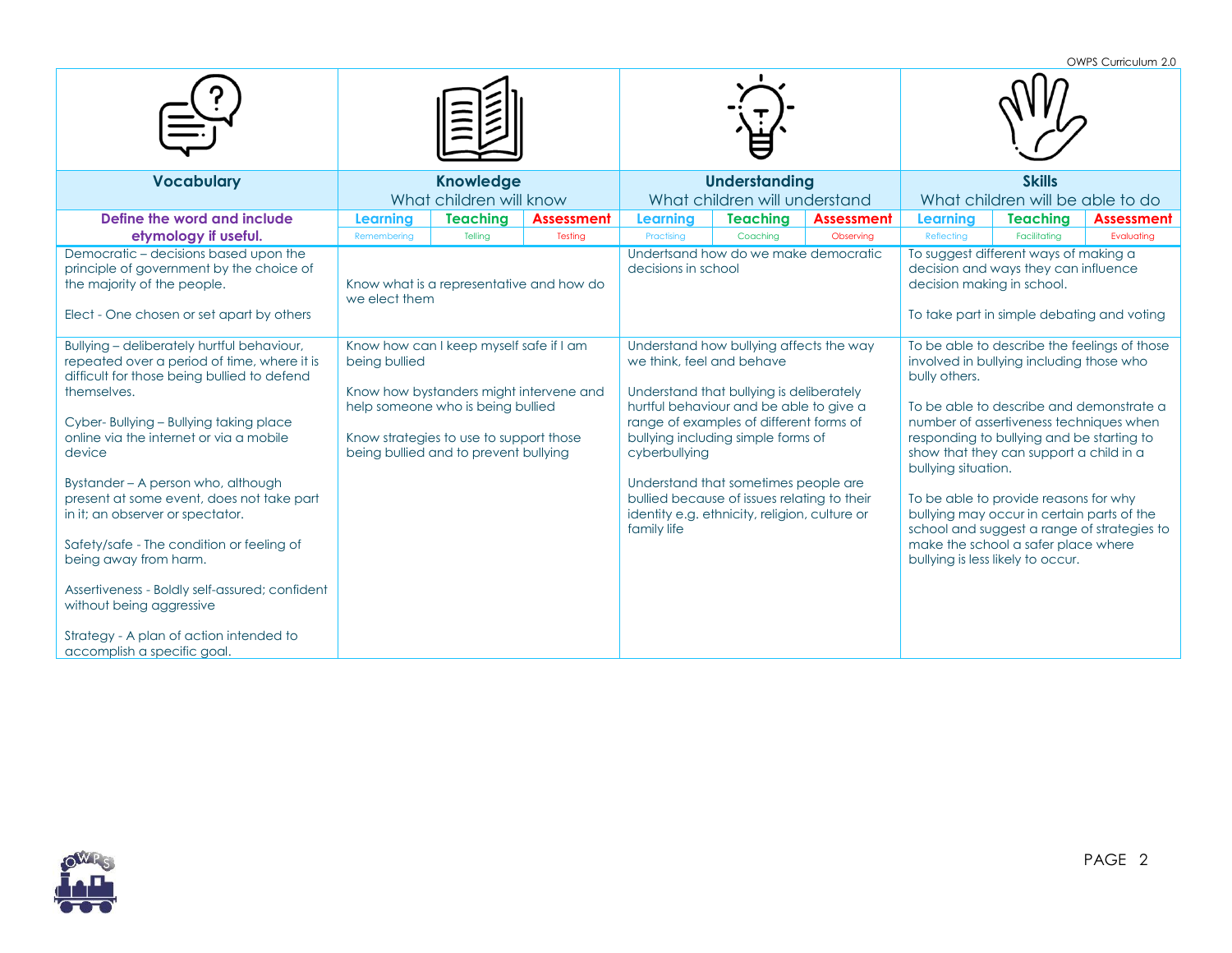| Vocabulary | Knowledge | | | Understanding | | | Skills | | |
|---|---|---|---|---|---|---|---|---|---|
| | What children will know | | | What children will understand | | | What children will be able to do | | |
| **Define the word and include etymology if useful.** | Learning | Teaching | Assessment | Learning | Teaching | Assessment | Learning | Teaching | Assessment |
| | Remembering | Telling | Testing | Practising | Coaching | Observing | Reflecting | Facilitating | Evaluating |
| Democratic – decisions based upon the principle of government by the choice of the majority of the people.<br><br>Elect - One chosen or set apart by others | Know what is a representative and how do we elect them | | | Undertsand how do we make democratic decisions in school | | | To suggest different ways of making a decision and ways they can influence decision making in school.<br><br>To take part in simple debating and voting | | |
| Bullying – deliberately hurtful behaviour, repeated over a period of time, where it is difficult for those being bullied to defend themselves.<br><br>Cyber- Bullying – Bullying taking place online via the internet or via a mobile device<br><br>Bystander – A person who, although present at some event, does not take part in it; an observer or spectator.<br><br>Safety/safe - The condition or feeling of being away from harm.<br><br>Assertiveness - Boldly self-assured; confident without being aggressive<br><br>Strategy - A plan of action intended to accomplish a specific goal. | Know how can I keep myself safe if I am being bullied<br><br>Know how bystanders might intervene and help someone who is being bullied<br><br>Know strategies to use to support those being bullied and to prevent bullying | | | Understand how bullying affects the way we think, feel and behave<br><br>Understand that bullying is deliberately hurtful behaviour and be able to give a range of examples of different forms of bullying including simple forms of cyberbullying<br><br>Understand that sometimes people are bullied because of issues relating to their identity e.g. ethnicity, religion, culture or family life | | | To be able to describe the feelings of those involved in bullying including those who bully others.<br><br>To be able to describe and demonstrate a number of assertiveness techniques when responding to bullying and be starting to show that they can support a child in a bullying situation.<br><br>To be able to provide reasons for why bullying may occur in certain parts of the school and suggest a range of strategies to make the school a safer place where bullying is less likely to occur. | | |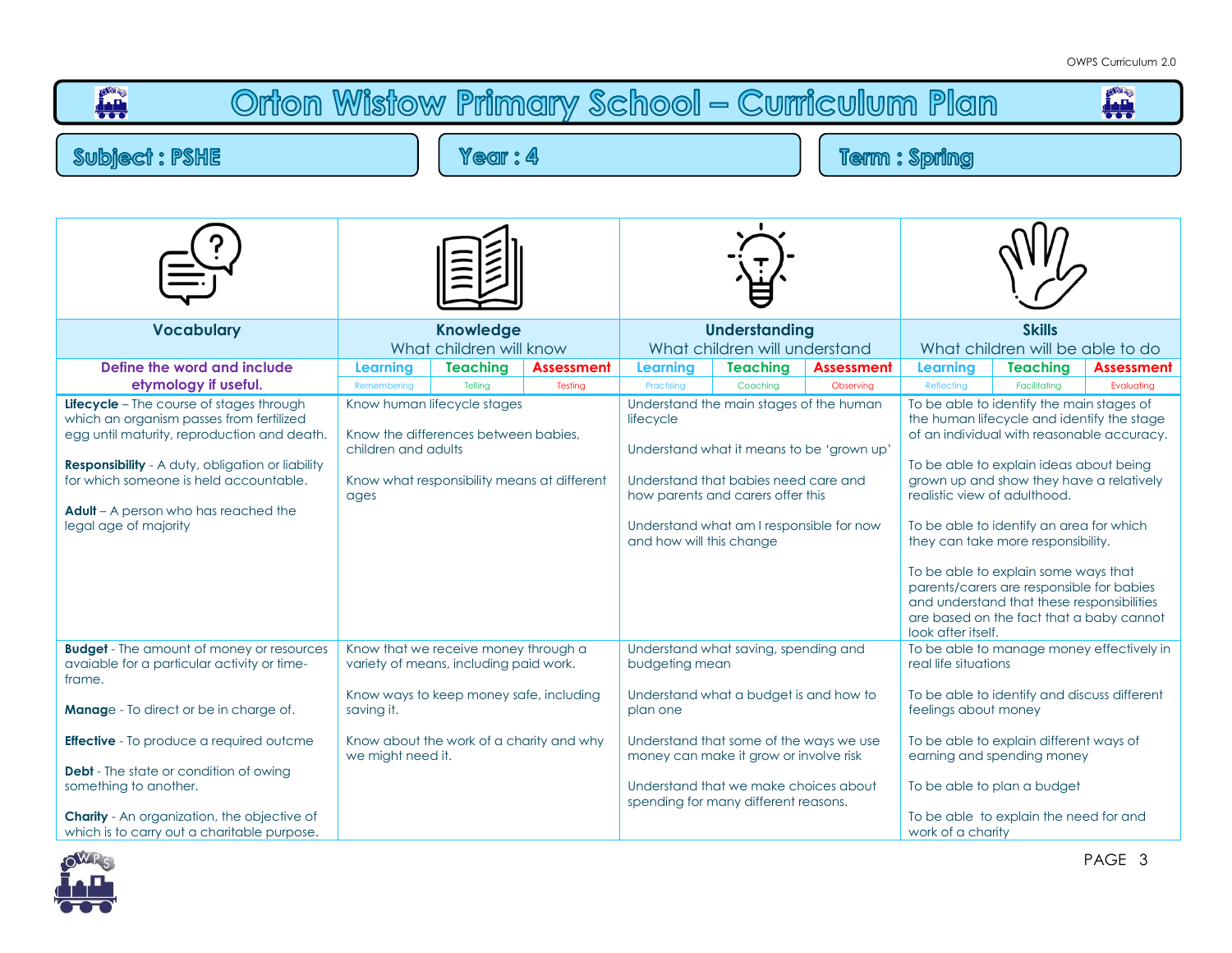# Orton Wistow Primary School – Curriculum Plan

**Subject : PSHE** | **Year : 4** | **Term : Spring**

| Vocabulary | Knowledge<br>What children will know | Understanding<br>What children will understand | Skills<br>What children will be able to do |
|---|---|---|---|
| **Define the word and include etymology if useful.** | Learning (Remembering) / Teaching (Telling) / Assessment (Testing) | Learning (Practising) / Teaching (Coaching) / Assessment (Observing) | Learning (Reflecting) / Teaching (Facilitating) / Assessment (Evaluating) |
| **Lifecycle** – The course of stages through which an organism passes from fertilized egg until maturity, reproduction and death.<br><br>**Responsibility** - A duty, obligation or liability for which someone is held accountable.<br><br>**Adult** – A person who has reached the legal age of majority | Know human lifecycle stages<br><br>Know the differences between babies, children and adults<br><br>Know what responsibility means at different ages | Understand the main stages of the human lifecycle<br><br>Understand what it means to be 'grown up'<br><br>Understand that babies need care and how parents and carers offer this<br><br>Understand what am I responsible for now and how will this change | To be able to identify the main stages of the human lifecycle and identify the stage of an individual with reasonable accuracy.<br><br>To be able to explain ideas about being grown up and show they have a relatively realistic view of adulthood.<br><br>To be able to identify an area for which they can take more responsibility.<br><br>To be able to explain some ways that parents/carers are responsible for babies and understand that these responsibilities are based on the fact that a baby cannot look after itself. |
| **Budget** - The amount of money or resources avaiable for a particular activity or time-frame.<br><br>**Manage** - To direct or be in charge of.<br><br>**Effective** - To produce a required outcme<br><br>**Debt** - The state or condition of owing something to another.<br><br>**Charity** - An organization, the objective of which is to carry out a charitable purpose. | Know that we receive money through a variety of means, including paid work.<br><br>Know ways to keep money safe, including saving it.<br><br>Know about the work of a charity and why we might need it. | Understand what saving, spending and budgeting mean<br><br>Understand what a budget is and how to plan one<br><br>Understand that some of the ways we use money can make it grow or involve risk<br><br>Understand that we make choices about spending for many different reasons. | To be able to manage money effectively in real life situations<br><br>To be able to identify and discuss different feelings about money<br><br>To be able to explain different ways of earning and spending money<br><br>To be able to plan a budget<br><br>To be able to explain the need for and work of a charity |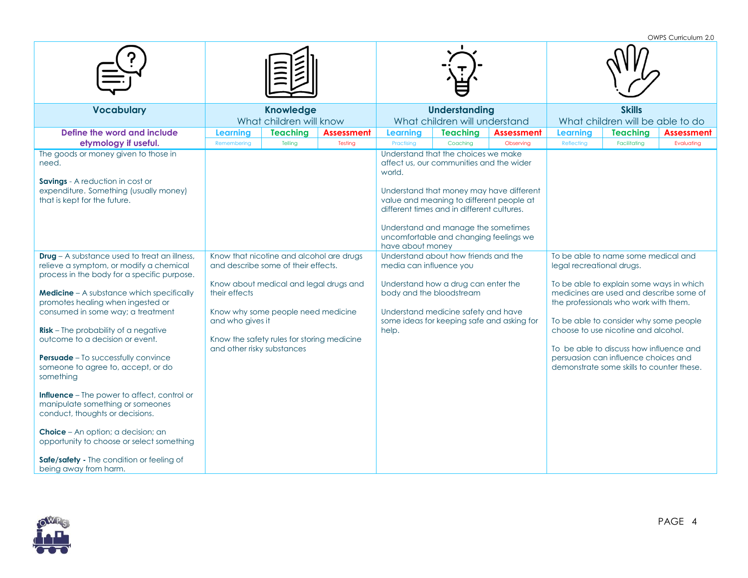| Vocabulary | Knowledge<br>What children will know | | | Understanding<br>What children will understand | | | Skills<br>What children will be able to do | | |
|---|---|---|---|---|---|---|---|---|---|
| Define the word and include etymology if useful. | Learning<br>Remembering | Teaching<br>Telling | Assessment<br>Testing | Learning<br>Practising | Teaching<br>Coaching | Assessment<br>Observing | Learning<br>Reflecting | Teaching<br>Facilitating | Assessment<br>Evaluating |
| The goods or money given to those in need.<br><br>**Savings** - A reduction in cost or expenditure. Something (usually money) that is kept for the future. | | | | Understand that the choices we make affect us, our communities and the wider world.<br><br>Understand that money may have different value and meaning to different people at different times and in different cultures.<br><br>Understand and manage the sometimes uncomfortable and changing feelings we have about money | | | | | |
| **Drug** – A substance used to treat an illness, relieve a symptom, or modify a chemical process in the body for a specific purpose.<br><br>**Medicine** – A substance which specifically promotes healing when ingested or consumed in some way; a treatment<br><br>**Risk** – The probability of a negative outcome to a decision or event.<br><br>**Persuade** – To successfully convince someone to agree to, accept, or do something<br><br>**Influence** – The power to affect, control or manipulate something or someones conduct, thoughts or decisions.<br><br>**Choice** – An option; a decision; an opportunity to choose or select something<br><br>**Safe/safety -** The condition or feeling of being away from harm. | Know that nicotine and alcohol are drugs and describe some of their effects.<br><br>Know about medical and legal drugs and their effects<br><br>Know why some people need medicine and who gives it<br><br>Know the safety rules for storing medicine and other risky substances | | | Understand about how friends and the media can influence you<br><br>Understand how a drug can enter the body and the bloodstream<br><br>Understand medicine safety and have some ideas for keeping safe and asking for help. | | | To be able to name some medical and legal recreational drugs.<br><br>To be able to explain some ways in which medicines are used and describe some of the professionals who work with them.<br><br>To be able to consider why some people choose to use nicotine and alcohol.<br><br>To be able to discuss how influence and persuasion can influence choices and demonstrate some skills to counter these. | | |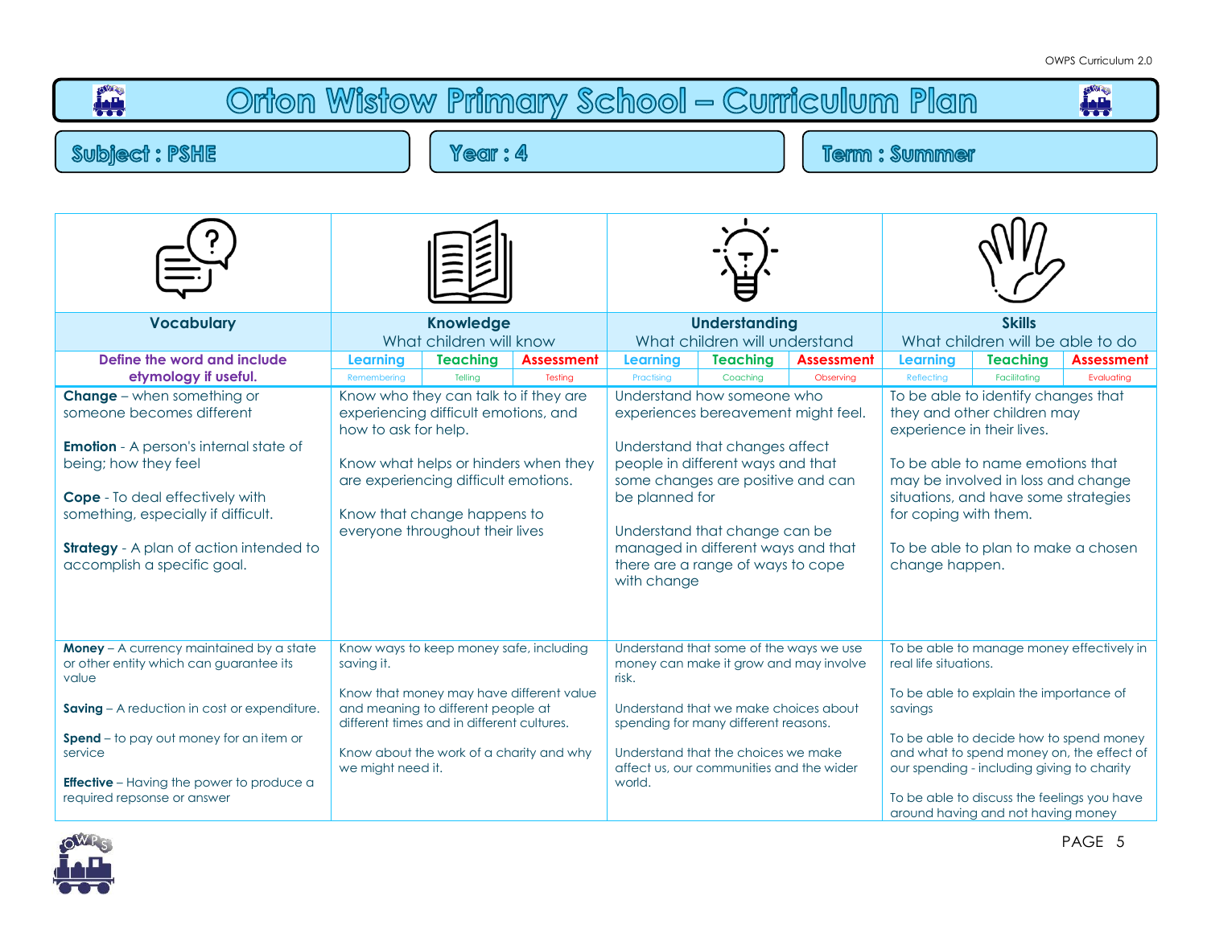# Orton Wistow Primary School – Curriculum Plan

**Subject : PSHE** | **Year : 4** | **Term : Summer**

| Vocabulary | Knowledge<br>What children will know | Understanding<br>What children will understand | Skills<br>What children will be able to do |
|---|---|---|---|
| **Define the word and include etymology if useful.** | Learning (Remembering) / Teaching (Telling) / Assessment (Testing) | Learning (Practising) / Teaching (Coaching) / Assessment (Observing) | Learning (Reflecting) / Teaching (Facilitating) / Assessment (Evaluating) |
| **Change** – when something or someone becomes different<br><br>**Emotion** - A person's internal state of being; how they feel<br><br>**Cope** - To deal effectively with something, especially if difficult.<br><br>**Strategy** - A plan of action intended to accomplish a specific goal. | Know who they can talk to if they are experiencing difficult emotions, and how to ask for help.<br><br>Know what helps or hinders when they are experiencing difficult emotions.<br><br>Know that change happens to everyone throughout their lives | Understand how someone who experiences bereavement might feel.<br><br>Understand that changes affect people in different ways and that some changes are positive and can be planned for<br><br>Understand that change can be managed in different ways and that there are a range of ways to cope with change | To be able to identify changes that they and other children may experience in their lives.<br><br>To be able to name emotions that may be involved in loss and change situations, and have some strategies for coping with them.<br><br>To be able to plan to make a chosen change happen. |
| **Money** – A currency maintained by a state or other entity which can guarantee its value<br><br>**Saving** – A reduction in cost or expenditure.<br><br>**Spend** – to pay out money for an item or service<br><br>**Effective** – Having the power to produce a required repsonse or answer | Know ways to keep money safe, including saving it.<br><br>Know that money may have different value and meaning to different people at different times and in different cultures.<br><br>Know about the work of a charity and why we might need it. | Understand that some of the ways we use money can make it grow and may involve risk.<br><br>Understand that we make choices about spending for many different reasons.<br><br>Understand that the choices we make affect us, our communities and the wider world. | To be able to manage money effectively in real life situations.<br><br>To be able to explain the importance of savings<br><br>To be able to decide how to spend money and what to spend money on, the effect of our spending - including giving to charity<br><br>To be able to discuss the feelings you have around having and not having money |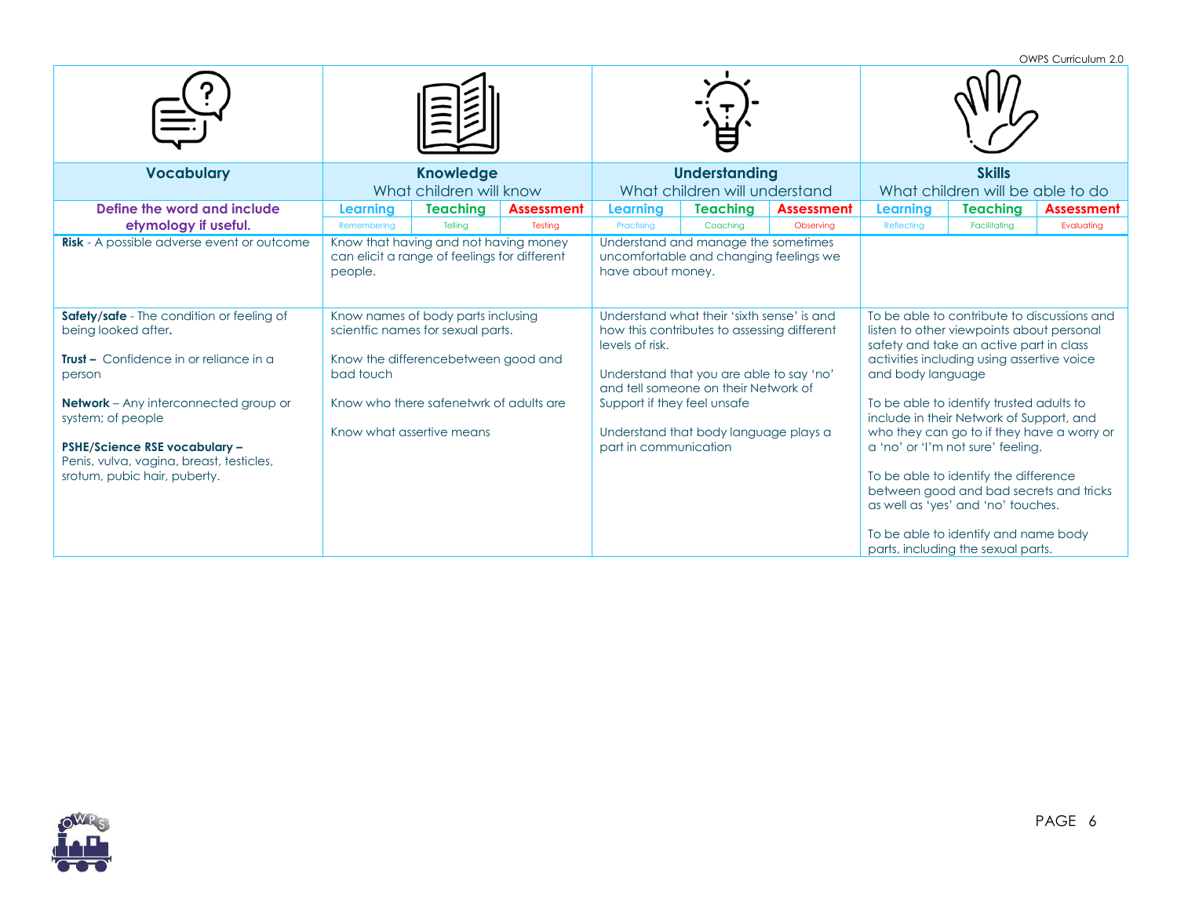| Vocabulary | Knowledge | | | Understanding | | | Skills | | |
|---|---|---|---|---|---|---|---|---|---|
| | What children will know | | | What children will understand | | | What children will be able to do | | |
| Define the word and include etymology if useful. | Learning | Teaching | Assessment | Learning | Teaching | Assessment | Learning | Teaching | Assessment |
| | Remembering | Telling | Testing | Practising | Coaching | Observing | Reflecting | Facilitating | Evaluating |
| **Risk** - A possible adverse event or outcome | Know that having and not having money can elicit a range of feelings for different people. | | | Understand and manage the sometimes uncomfortable and changing feelings we have about money. | | | | | |
| **Safety/safe** - The condition or feeling of being looked after.<br><br>**Trust –** Confidence in or reliance in a person<br><br>**Network** – Any interconnected group or system; of people<br><br>**PSHE/Science RSE vocabulary –** Penis, vulva, vagina, breast, testicles, srotum, pubic hair, puberty. | Know names of body parts inclusing scientfic names for sexual parts.<br><br>Know the differencebetween good and bad touch<br><br>Know who there safenetwrk of adults are<br><br>Know what assertive means | | | Understand what their 'sixth sense' is and how this contributes to assessing different levels of risk.<br><br>Understand that you are able to say 'no' and tell someone on their Network of Support if they feel unsafe<br><br>Understand that body language plays a part in communication | | | To be able to contribute to discussions and listen to other viewpoints about personal safety and take an active part in class activities including using assertive voice and body language<br><br>To be able to identify trusted adults to include in their Network of Support, and who they can go to if they have a worry or a 'no' or 'I'm not sure' feeling.<br><br>To be able to identify the difference between good and bad secrets and tricks as well as 'yes' and 'no' touches.<br><br>To be able to identify and name body parts, including the sexual parts. | | |